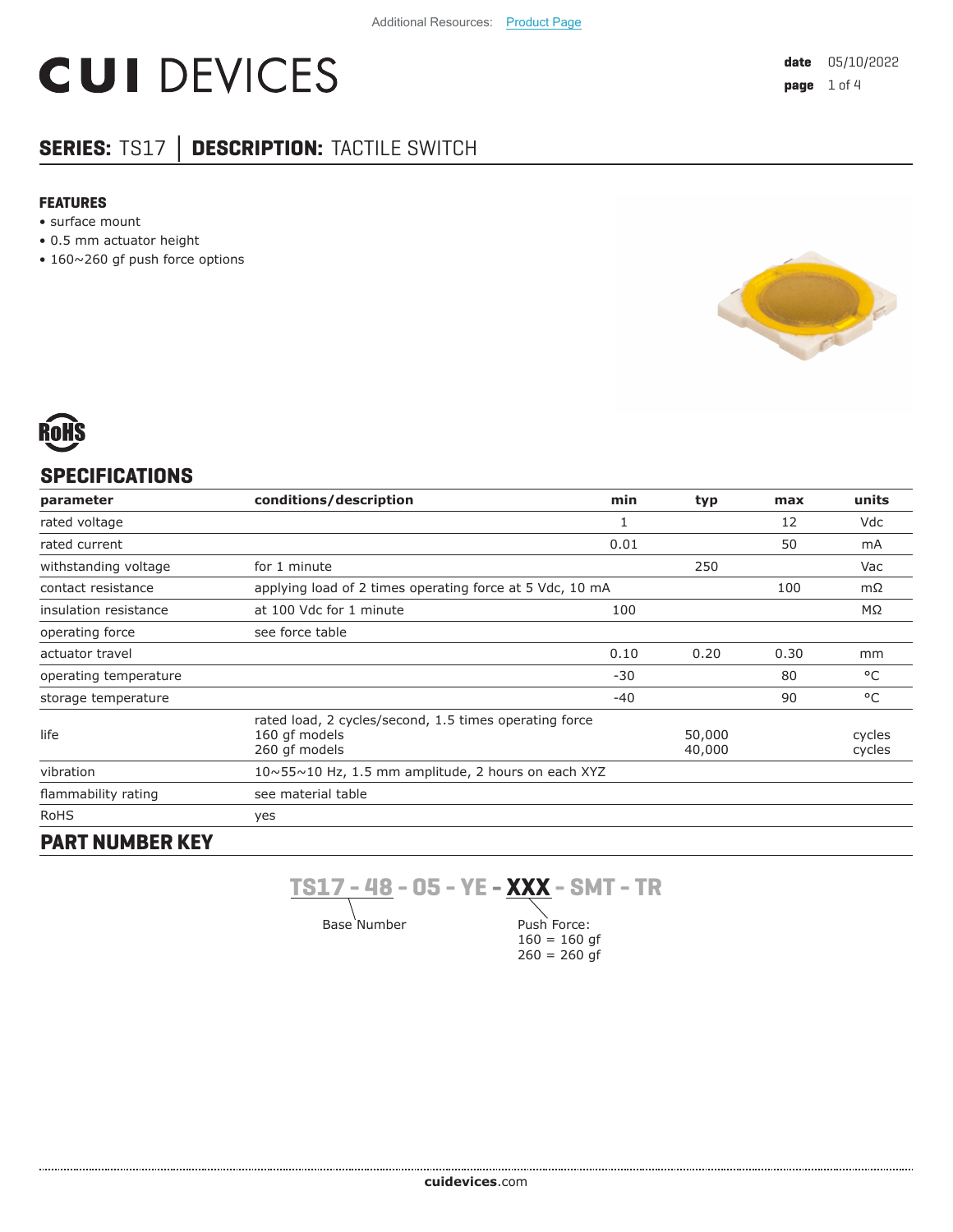Additional Resources: Product Page

# CUI DEVICES

date 05/10/2022

## SERIES: TS17 │ DESCRIPTION: TACTILE SWITCH

### FEATURES

- surface mount
- 0.5 mm actuator height
- 160~260 gf push force options

## SPECIFICATIONS

| parameter | conditions/description | min | typ | max | units |
|---|---|---|---|---|---|
| rated voltage | | 1 | | 12 | Vdc |
| rated current | | 0.01 | | 50 | mA |
| withstanding voltage | for 1 minute | | 250 | | Vac |
| contact resistance | applying load of 2 times operating force at 5 Vdc, 10 mA | | | 100 | mΩ |
| insulation resistance | at 100 Vdc for 1 minute | 100 | | | MΩ |
| operating force | see force table | | | | |
| actuator travel | | 0.10 | 0.20 | 0.30 | mm |
| operating temperature | | -30 | | 80 | °C |
| storage temperature | | -40 | | 90 | °C |
| life | rated load, 2 cycles/second, 1.5 times operating force<br>160 gf models<br>260 gf models | | <br>50,000<br>40,000 | | <br>cycles<br>cycles |
| vibration | 10~55~10 Hz, 1.5 mm amplitude, 2 hours on each XYZ | | | | |
| flammability rating | see material table | | | | |
| RoHS | yes | | | | |

## PART NUMBER KEY

TS17 - 48 - 05 - YE - **XXX** - SMT - TR

Base Number

Push Force:
160 = 160 gf
260 = 260 gf

cuidevices.com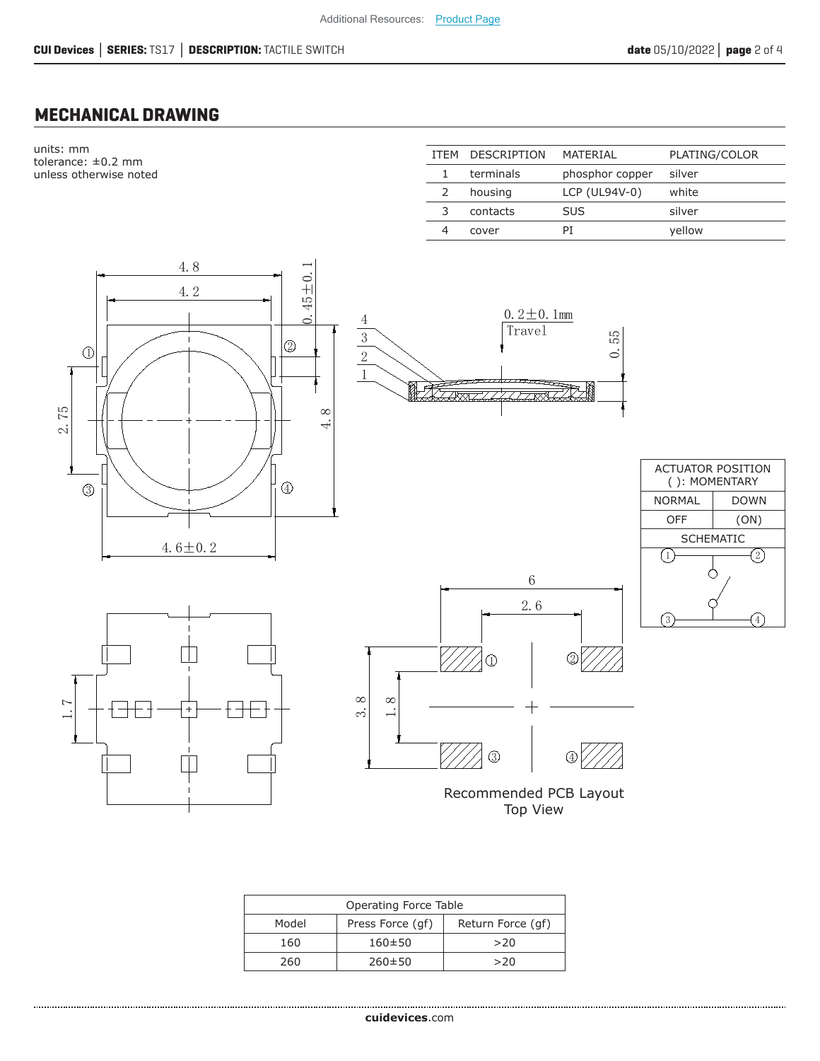## MECHANICAL DRAWING

units: mm
tolerance: ±0.2 mm
unless otherwise noted

| ITEM | DESCRIPTION | MATERIAL | PLATING/COLOR |
|---|---|---|---|
| 1 | terminals | phosphor copper | silver |
| 2 | housing | LCP (UL94V-0) | white |
| 3 | contacts | SUS | silver |
| 4 | cover | PI | yellow |

4.8
4.2
0.45±0.1
2.75
4.8
4.6±0.2

0.2±0.1mm Travel
0.55

| ACTUATOR POSITION ( ): MOMENTARY | |
|---|---|
| NORMAL | DOWN |
| OFF | (ON) |
| SCHEMATIC | |

1.7

6
2.6
3.8
1.8

Recommended PCB Layout
Top View

| Operating Force Table | | |
|---|---|---|
| Model | Press Force (gf) | Return Force (gf) |
| 160 | 160±50 | >20 |
| 260 | 260±50 | >20 |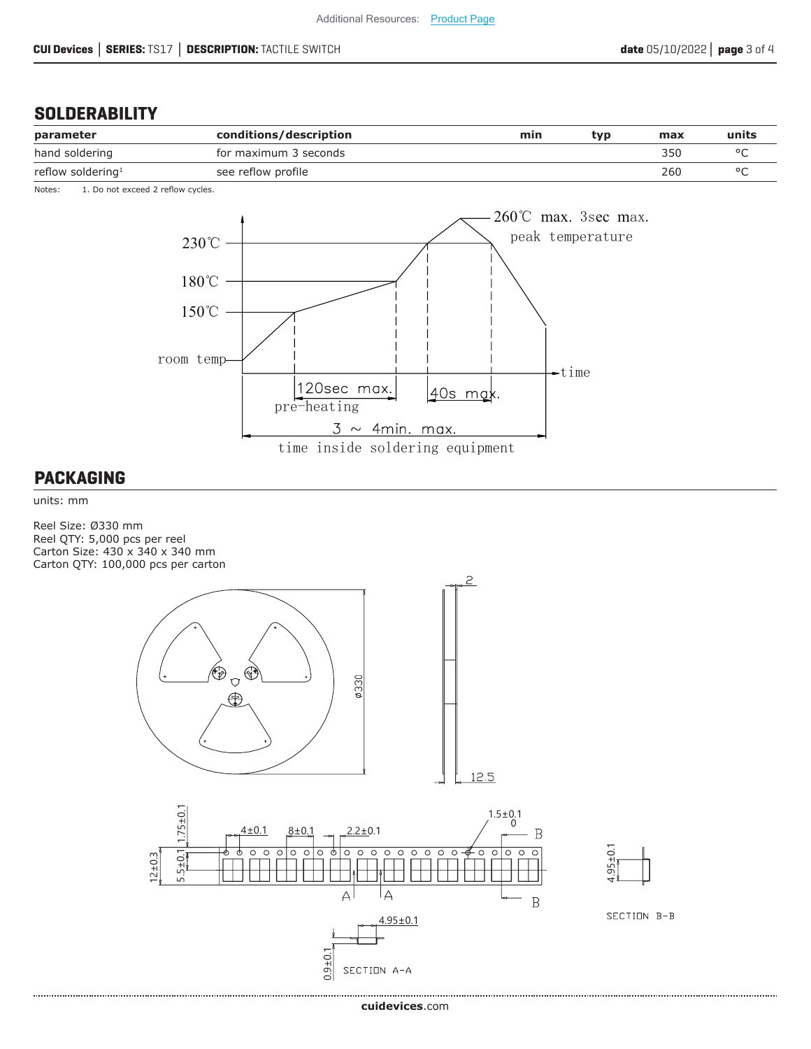Additional Resources: Product Page

## SOLDERABILITY

| parameter | conditions/description | min | typ | max | units |
|---|---|---|---|---|---|
| hand soldering | for maximum 3 seconds | | | 350 | °C |
| reflow soldering[1] | see reflow profile | | | 260 | °C |

Notes: 1. Do not exceed 2 reflow cycles.

## PACKAGING

units: mm

Reel Size: Ø330 mm
Reel QTY: 5,000 pcs per reel
Carton Size: 430 x 340 x 340 mm
Carton QTY: 100,000 pcs per carton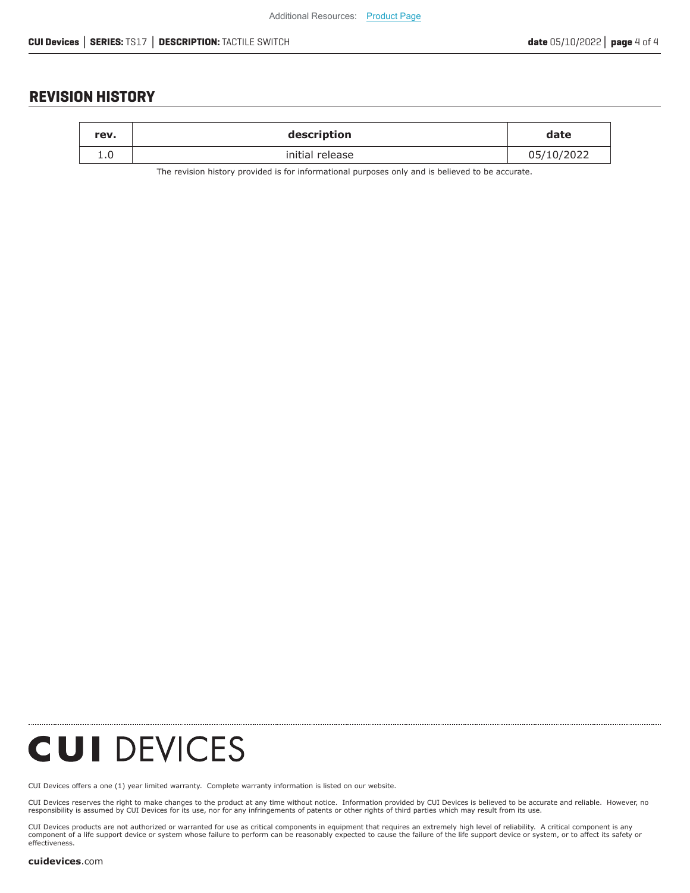## REVISION HISTORY

| rev. | description | date |
| --- | --- | --- |
| 1.0 | initial release | 05/10/2022 |

The revision history provided is for informational purposes only and is believed to be accurate.

CUI DEVICES

CUI Devices offers a one (1) year limited warranty. Complete warranty information is listed on our website.

CUI Devices reserves the right to make changes to the product at any time without notice. Information provided by CUI Devices is believed to be accurate and reliable. However, no responsibility is assumed by CUI Devices for its use, nor for any infringements of patents or other rights of third parties which may result from its use.

CUI Devices products are not authorized or warranted for use as critical components in equipment that requires an extremely high level of reliability. A critical component is any component of a life support device or system whose failure to perform can be reasonably expected to cause the failure of the life support device or system, or to affect its safety or effectiveness.

**cuidevices**.com